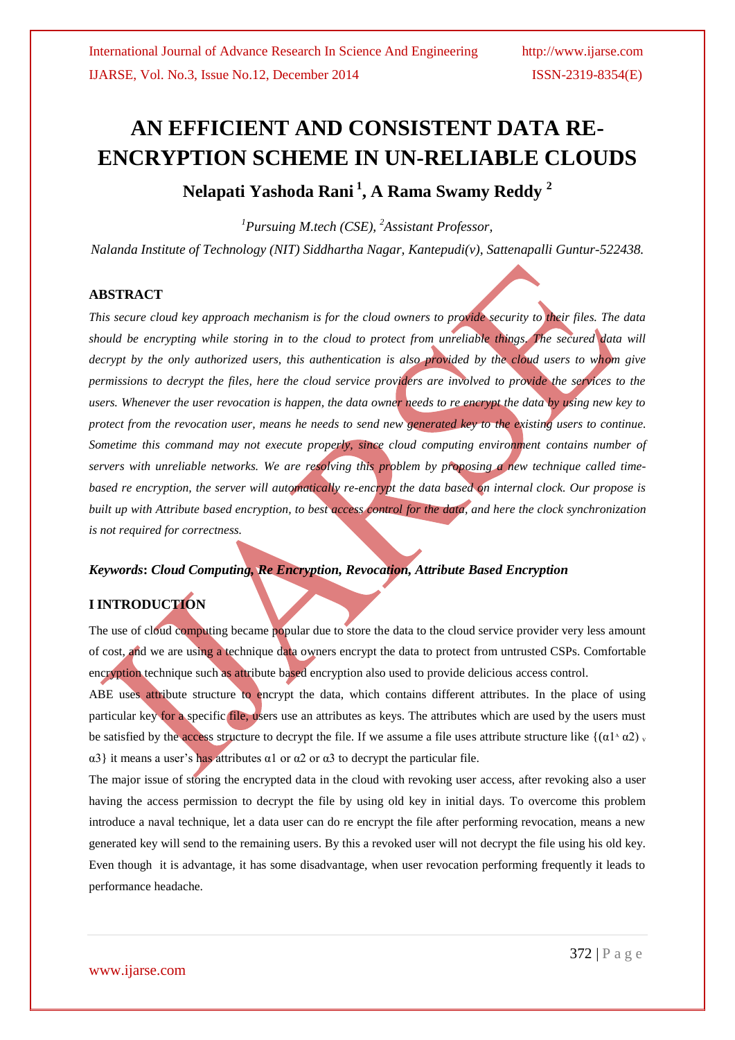# AN EFFICIENT AND CONSISTENT DATA RE-ENCRYPTION SCHEME IN UN-RELIABLE CLOUDS

**Nelapati Yashoda Rani [1], A Rama Swamy Reddy [2]**

*[1]Pursuing M.tech (CSE), [2]Assistant Professor,*

*Nalanda Institute of Technology (NIT) Siddhartha Nagar, Kantepudi(v), Sattenapalli Guntur-522438.*

## ABSTRACT

*This secure cloud key approach mechanism is for the cloud owners to provide security to their files. The data should be encrypting while storing in to the cloud to protect from unreliable things. The secured data will decrypt by the only authorized users, this authentication is also provided by the cloud users to whom give permissions to decrypt the files, here the cloud service providers are involved to provide the services to the users. Whenever the user revocation is happen, the data owner needs to re encrypt the data by using new key to protect from the revocation user, means he needs to send new generated key to the existing users to continue. Sometime this command may not execute properly, since cloud computing environment contains number of servers with unreliable networks. We are resolving this problem by proposing a new technique called time-based re encryption, the server will automatically re-encrypt the data based on internal clock. Our propose is built up with Attribute based encryption, to best access control for the data, and here the clock synchronization is not required for correctness.*

***Keywords*: *Cloud Computing, Re Encryption, Revocation, Attribute Based Encryption***

## I INTRODUCTION

The use of cloud computing became popular due to store the data to the cloud service provider very less amount of cost, and we are using a technique data owners encrypt the data to protect from untrusted CSPs. Comfortable encryption technique such as attribute based encryption also used to provide delicious access control.

ABE uses attribute structure to encrypt the data, which contains different attributes. In the place of using particular key for a specific file, users use an attributes as keys. The attributes which are used by the users must be satisfied by the access structure to decrypt the file. If we assume a file uses attribute structure like $\{(\alpha 1 \wedge \alpha 2) \vee \alpha 3\}$ it means a user's has attributes $\alpha 1$ or $\alpha 2$ or $\alpha 3$ to decrypt the particular file.

The major issue of storing the encrypted data in the cloud with revoking user access, after revoking also a user having the access permission to decrypt the file by using old key in initial days. To overcome this problem introduce a naval technique, let a data user can do re encrypt the file after performing revocation, means a new generated key will send to the remaining users. By this a revoked user will not decrypt the file using his old key. Even though it is advantage, it has some disadvantage, when user revocation performing frequently it leads to performance headache.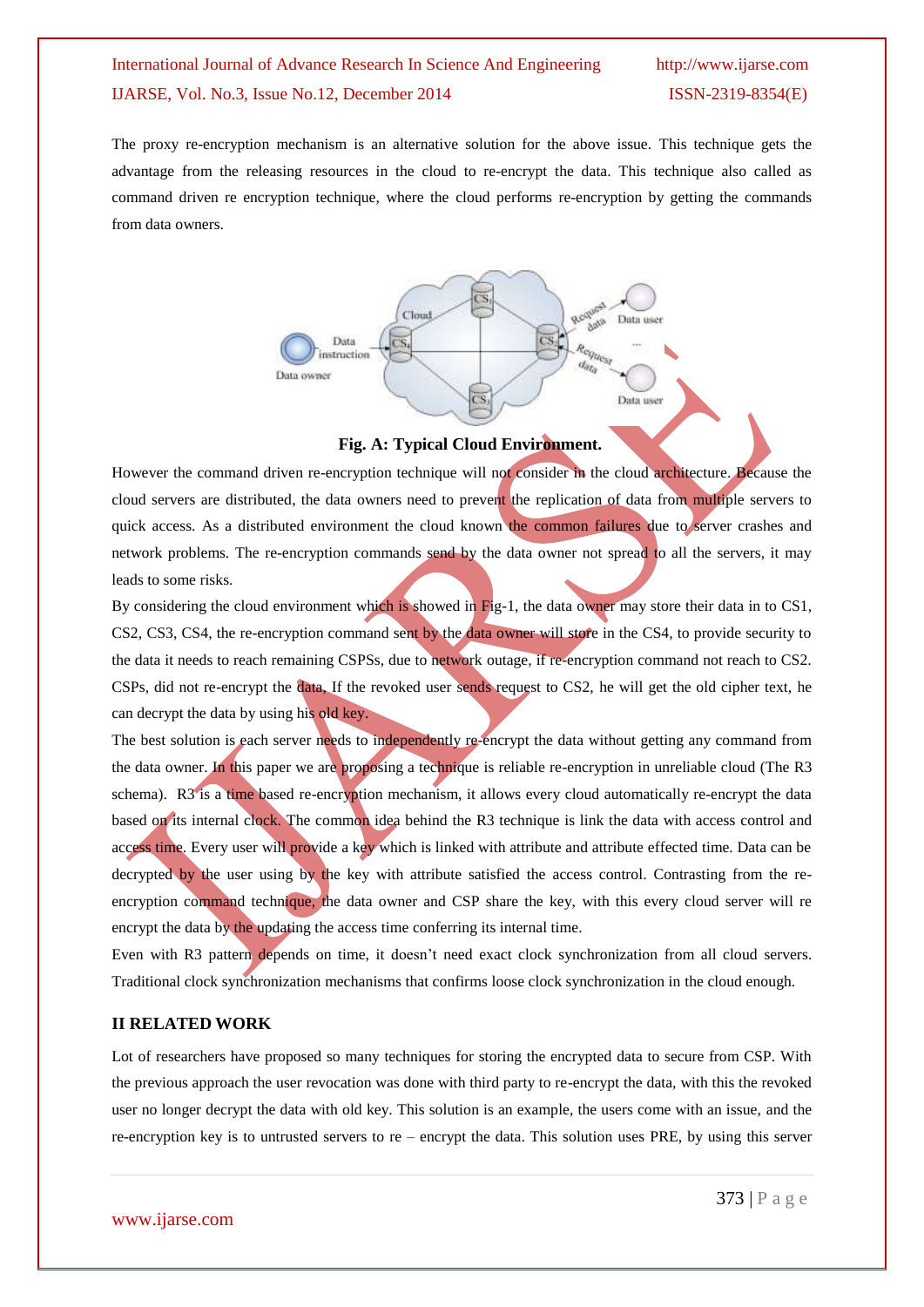The proxy re-encryption mechanism is an alternative solution for the above issue. This technique gets the advantage from the releasing resources in the cloud to re-encrypt the data. This technique also called as command driven re encryption technique, where the cloud performs re-encryption by getting the commands from data owners.

Cloud
$CS_1$
$CS_4$
$CS_2$
$CS_3$
Data instruction
Data owner
Request data
Request data
Data user
...
Data user

**Fig. A: Typical Cloud Environment.**

However the command driven re-encryption technique will not consider in the cloud architecture. Because the cloud servers are distributed, the data owners need to prevent the replication of data from multiple servers to quick access. As a distributed environment the cloud known the common failures due to server crashes and network problems. The re-encryption commands send by the data owner not spread to all the servers, it may leads to some risks.

By considering the cloud environment which is showed in Fig-1, the data owner may store their data in to CS1, CS2, CS3, CS4, the re-encryption command sent by the data owner will store in the CS4, to provide security to the data it needs to reach remaining CSPSs, due to network outage, if re-encryption command not reach to CS2. CSPs, did not re-encrypt the data, If the revoked user sends request to CS2, he will get the old cipher text, he can decrypt the data by using his old key.

The best solution is each server needs to independently re-encrypt the data without getting any command from the data owner. In this paper we are proposing a technique is reliable re-encryption in unreliable cloud (The R3 schema). R3 is a time based re-encryption mechanism, it allows every cloud automatically re-encrypt the data based on its internal clock. The common idea behind the R3 technique is link the data with access control and access time. Every user will provide a key which is linked with attribute and attribute effected time. Data can be decrypted by the user using by the key with attribute satisfied the access control. Contrasting from the re-encryption command technique, the data owner and CSP share the key, with this every cloud server will re encrypt the data by the updating the access time conferring its internal time.

Even with R3 pattern depends on time, it doesn't need exact clock synchronization from all cloud servers. Traditional clock synchronization mechanisms that confirms loose clock synchronization in the cloud enough.

## II RELATED WORK

Lot of researchers have proposed so many techniques for storing the encrypted data to secure from CSP. With the previous approach the user revocation was done with third party to re-encrypt the data, with this the revoked user no longer decrypt the data with old key. This solution is an example, the users come with an issue, and the re-encryption key is to untrusted servers to re – encrypt the data. This solution uses PRE, by using this server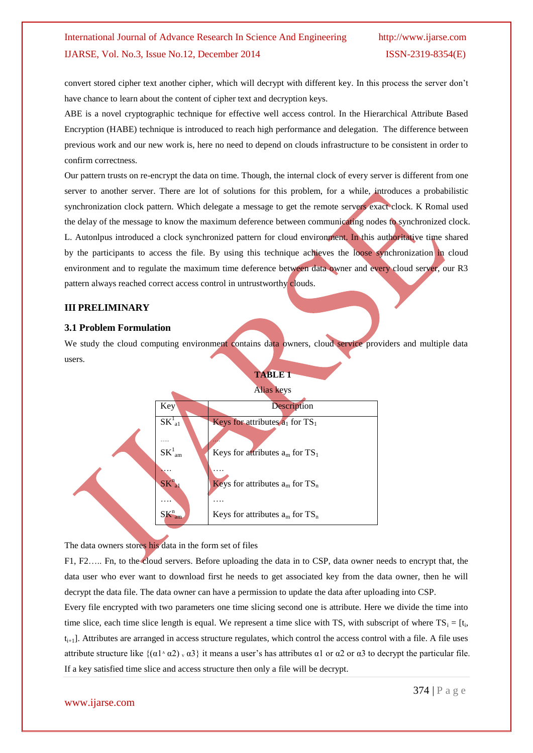convert stored cipher text another cipher, which will decrypt with different key. In this process the server don't have chance to learn about the content of cipher text and decryption keys.

ABE is a novel cryptographic technique for effective well access control. In the Hierarchical Attribute Based Encryption (HABE) technique is introduced to reach high performance and delegation. The difference between previous work and our new work is, here no need to depend on clouds infrastructure to be consistent in order to confirm correctness.

Our pattern trusts on re-encrypt the data on time. Though, the internal clock of every server is different from one server to another server. There are lot of solutions for this problem, for a while, introduces a probabilistic synchronization clock pattern. Which delegate a message to get the remote servers exact clock. K Romal used the delay of the message to know the maximum deference between communicating nodes to synchronized clock. L. Autonlpus introduced a clock synchronized pattern for cloud environment. In this authoritative time shared by the participants to access the file. By using this technique achieves the loose synchronization in cloud environment and to regulate the maximum time deference between data owner and every cloud server, our R3 pattern always reached correct access control in untrustworthy clouds.

## III PRELIMINARY

### 3.1 Problem Formulation

We study the cloud computing environment contains data owners, cloud service providers and multiple data users.

**TABLE 1**

Alias keys

| Key | Description |
|---|---|
| $SK^{1}_{a1}$ | Keys for attributes $a_1$ for $TS_1$ |
| ..... | .... |
| $SK^{1}_{am}$ | Keys for attributes $a_m$ for $TS_1$ |
| …. | …. |
| $SK^{n}_{a1}$ | Keys for attributes $a_m$ for $TS_n$ |
| …. | …. |
| $SK^{n}_{am}$ | Keys for attributes $a_m$ for $TS_n$ |

The data owners stores his data in the form set of files

F1, F2….. Fn, to the cloud servers. Before uploading the data in to CSP, data owner needs to encrypt that, the data user who ever want to download first he needs to get associated key from the data owner, then he will decrypt the data file. The data owner can have a permission to update the data after uploading into CSP.

Every file encrypted with two parameters one time slicing second one is attribute. Here we divide the time into time slice, each time slice length is equal. We represent a time slice with TS, with subscript of where $TS_i = [t_i, t_{i+1}]$. Attributes are arranged in access structure regulates, which control the access control with a file. A file uses attribute structure like $\{(\alpha 1 \wedge \alpha 2) \vee \alpha 3\}$ it means a user's has attributes α1 or α2 or α3 to decrypt the particular file. If a key satisfied time slice and access structure then only a file will be decrypt.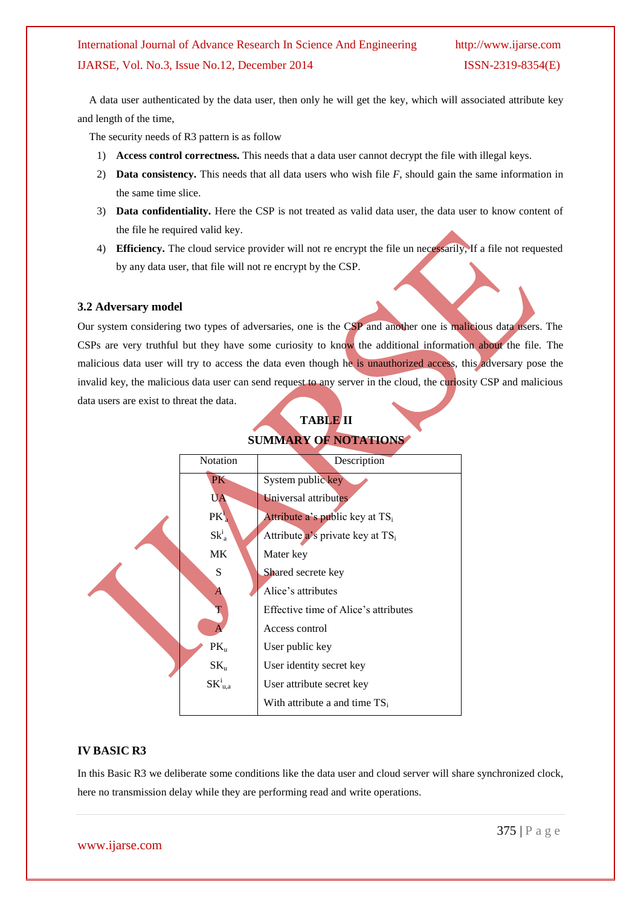A data user authenticated by the data user, then only he will get the key, which will associated attribute key and length of the time,

The security needs of R3 pattern is as follow

1) **Access control correctness.** This needs that a data user cannot decrypt the file with illegal keys.
2) **Data consistency.** This needs that all data users who wish file *F*, should gain the same information in the same time slice.
3) **Data confidentiality.** Here the CSP is not treated as valid data user, the data user to know content of the file he required valid key.
4) **Efficiency.** The cloud service provider will not re encrypt the file un necessarily. If a file not requested by any data user, that file will not re encrypt by the CSP.

### 3.2 Adversary model

Our system considering two types of adversaries, one is the CSP and another one is malicious data users. The CSPs are very truthful but they have some curiosity to know the additional information about the file. The malicious data user will try to access the data even though he is unauthorized access, this adversary pose the invalid key, the malicious data user can send request to any server in the cloud, the curiosity CSP and malicious data users are exist to threat the data.

**TABLE II**

**SUMMARY OF NOTATIONS**

| Notation | Description |
|---|---|
| PK | System public key |
| UA | Universal attributes |
| $PK^i_a$ | Attribute a's public key at $TS_i$ |
| $Sk^i_a$ | Attribute a's private key at $TS_i$ |
| MK | Mater key |
| S | Shared secrete key |
| *A* | Alice's attributes |
| T | Effective time of Alice's attributes |
| A | Access control |
| $PK_u$ | User public key |
| $SK_u$ | User identity secret key |
| $SK^i_{u,a}$ | User attribute secret key |
| | With attribute a and time $TS_i$ |

## IV BASIC R3

In this Basic R3 we deliberate some conditions like the data user and cloud server will share synchronized clock, here no transmission delay while they are performing read and write operations.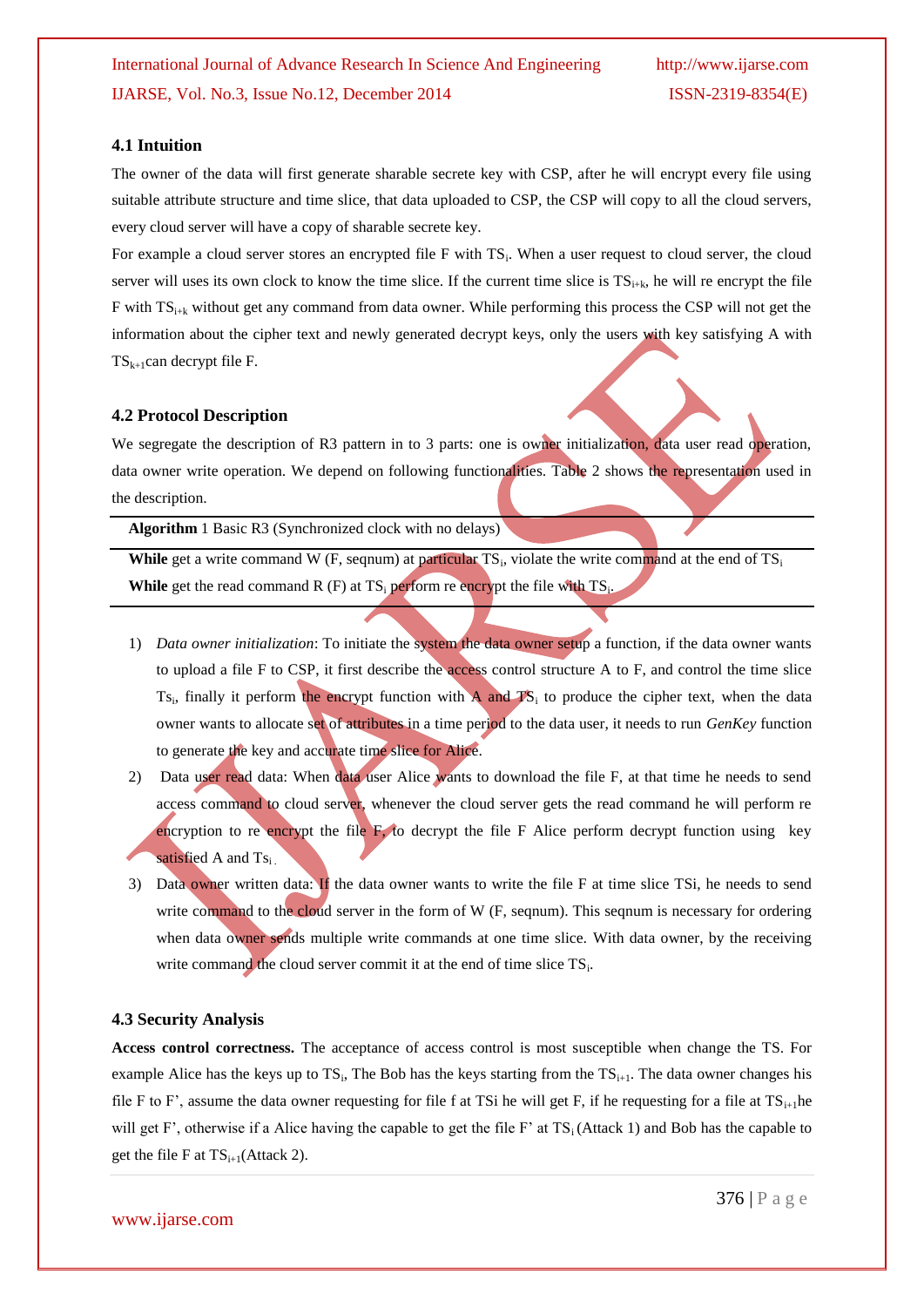### 4.1 Intuition

The owner of the data will first generate sharable secrete key with CSP, after he will encrypt every file using suitable attribute structure and time slice, that data uploaded to CSP, the CSP will copy to all the cloud servers, every cloud server will have a copy of sharable secrete key.

For example a cloud server stores an encrypted file F with $TS_i$. When a user request to cloud server, the cloud server will uses its own clock to know the time slice. If the current time slice is $TS_{i+k}$, he will re encrypt the file F with $TS_{i+k}$ without get any command from data owner. While performing this process the CSP will not get the information about the cipher text and newly generated decrypt keys, only the users with key satisfying A with $TS_{k+1}$can decrypt file F.

### 4.2 Protocol Description

We segregate the description of R3 pattern in to 3 parts: one is owner initialization, data user read operation, data owner write operation. We depend on following functionalities. Table 2 shows the representation used in the description.

**Algorithm** 1 Basic R3 (Synchronized clock with no delays)

**While** get a write command W (F, seqnum) at particular $TS_i$, violate the write command at the end of $TS_i$

**While** get the read command R (F) at $TS_i$ perform re encrypt the file with $TS_i$.

1) *Data owner initialization*: To initiate the system the data owner setup a function, if the data owner wants to upload a file F to CSP, it first describe the access control structure A to F, and control the time slice $Ts_i$, finally it perform the encrypt function with A and $TS_i$ to produce the cipher text, when the data owner wants to allocate set of attributes in a time period to the data user, it needs to run *GenKey* function to generate the key and accurate time slice for Alice.

2) Data user read data: When data user Alice wants to download the file F, at that time he needs to send access command to cloud server, whenever the cloud server gets the read command he will perform re encryption to re encrypt the file F, to decrypt the file F Alice perform decrypt function using key satisfied A and $Ts_i$.

3) Data owner written data: If the data owner wants to write the file F at time slice TSi, he needs to send write command to the cloud server in the form of W (F, seqnum). This seqnum is necessary for ordering when data owner sends multiple write commands at one time slice. With data owner, by the receiving write command the cloud server commit it at the end of time slice $TS_i$.

### 4.3 Security Analysis

**Access control correctness.** The acceptance of access control is most susceptible when change the TS. For example Alice has the keys up to $TS_i$, The Bob has the keys starting from the $TS_{i+1}$. The data owner changes his file F to F', assume the data owner requesting for file f at TSi he will get F, if he requesting for a file at $TS_{i+1}$he will get F', otherwise if a Alice having the capable to get the file F' at $TS_i$ (Attack 1) and Bob has the capable to get the file F at $TS_{i+1}$(Attack 2).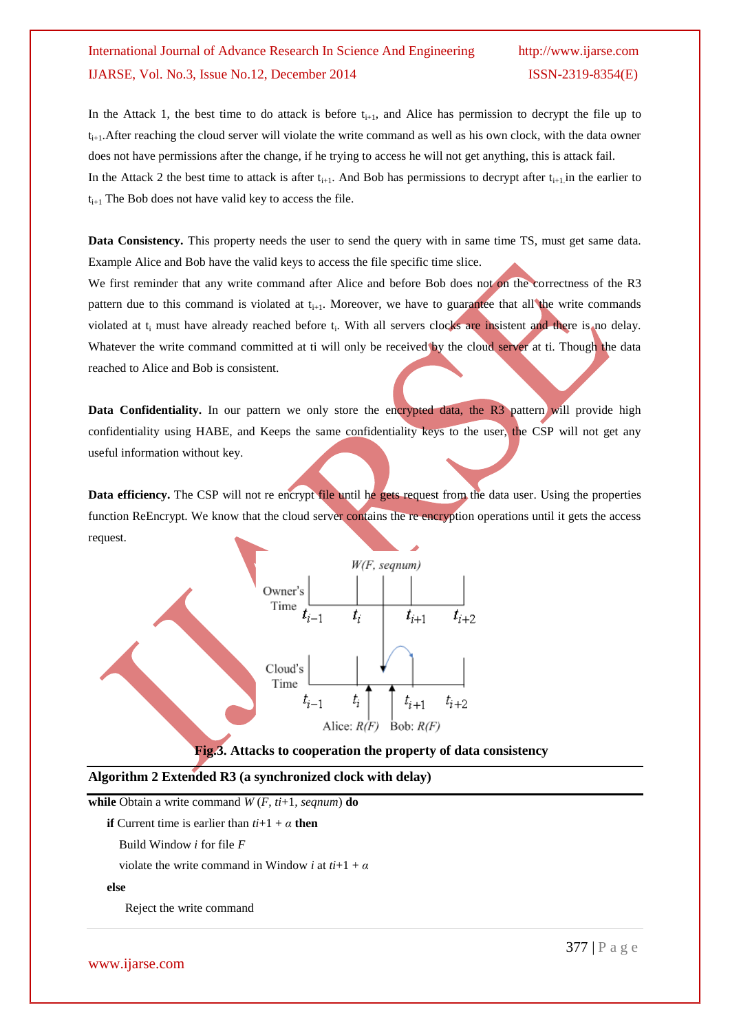In the Attack 1, the best time to do attack is before $t_{i+1}$, and Alice has permission to decrypt the file up to $t_{i+1}$.After reaching the cloud server will violate the write command as well as his own clock, with the data owner does not have permissions after the change, if he trying to access he will not get anything, this is attack fail.
In the Attack 2 the best time to attack is after $t_{i+1}$. And Bob has permissions to decrypt after $t_{i+1}$ in the earlier to $t_{i+1}$ The Bob does not have valid key to access the file.

**Data Consistency.** This property needs the user to send the query with in same time TS, must get same data. Example Alice and Bob have the valid keys to access the file specific time slice.
We first reminder that any write command after Alice and before Bob does not on the correctness of the R3 pattern due to this command is violated at $t_{i+1}$. Moreover, we have to guarantee that all the write commands violated at $t_i$ must have already reached before $t_i$. With all servers clocks are insistent and there is no delay. Whatever the write command committed at ti will only be received by the cloud server at ti. Though the data reached to Alice and Bob is consistent.

**Data Confidentiality.** In our pattern we only store the encrypted data, the R3 pattern will provide high confidentiality using HABE, and Keeps the same confidentiality keys to the user, the CSP will not get any useful information without key.

**Data efficiency.** The CSP will not re encrypt file until he gets request from the data user. Using the properties function ReEncrypt. We know that the cloud server contains the re encryption operations until it gets the access request.

W(F, seqnum)
Owner's Time
$t_{i-1}$ $t_i$ $t_{i+1}$ $t_{i+2}$
Cloud's Time
$t_{i-1}$ $t_i$ $t_{i+1}$ $t_{i+2}$
Alice: R(F) Bob: R(F)

**Fig.3. Attacks to cooperation the property of data consistency**

**Algorithm 2 Extended R3 (a synchronized clock with delay)**

**while** Obtain a write command $W(F, ti{+}1, seqnum)$ **do**

  **if** Current time is earlier than $ti{+}1 + \alpha$ **then**

    Build Window $i$ for file $F$

    violate the write command in Window $i$ at $ti{+}1 + \alpha$

  **else**

    Reject the write command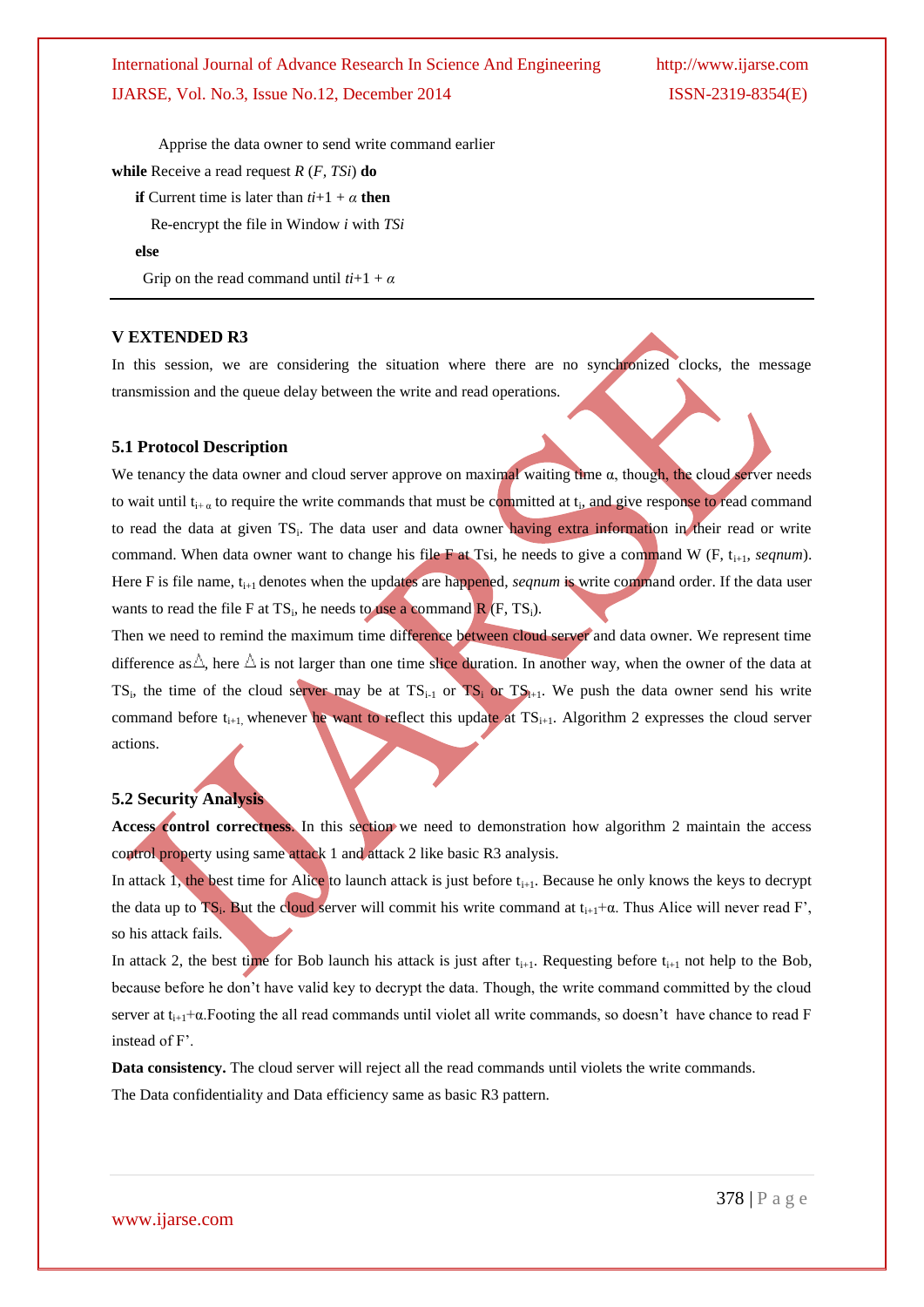Apprise the data owner to send write command earlier

**while** Receive a read request *R* (*F, TSi*) **do**

**if** Current time is later than $ti+1 + \alpha$ **then**

Re-encrypt the file in Window *i* with *TSi*

**else**

Grip on the read command until $ti+1 + \alpha$

---

## V EXTENDED R3

In this session, we are considering the situation where there are no synchronized clocks, the message transmission and the queue delay between the write and read operations.

### 5.1 Protocol Description

We tenancy the data owner and cloud server approve on maximal waiting time α, though, the cloud server needs to wait until $t_{i+\alpha}$ to require the write commands that must be committed at $t_i$, and give response to read command to read the data at given $TS_i$. The data user and data owner having extra information in their read or write command. When data owner want to change his file F at Tsi, he needs to give a command W (F, $t_{i+1}$, *seqnum*). Here F is file name, $t_{i+1}$ denotes when the updates are happened, *seqnum* is write command order. If the data user wants to read the file F at $TS_i$, he needs to use a command R (F, $TS_i$).

Then we need to remind the maximum time difference between cloud server and data owner. We represent time difference as $\triangle$, here $\triangle$ is not larger than one time slice duration. In another way, when the owner of the data at $TS_i$, the time of the cloud server may be at $TS_{i-1}$ or $TS_i$ or $TS_{i+1}$. We push the data owner send his write command before $t_{i+1,}$ whenever he want to reflect this update at $TS_{i+1}$. Algorithm 2 expresses the cloud server actions.

### 5.2 Security Analysis

**Access control correctness.** In this section we need to demonstration how algorithm 2 maintain the access control property using same attack 1 and attack 2 like basic R3 analysis.

In attack 1, the best time for Alice to launch attack is just before $t_{i+1}$. Because he only knows the keys to decrypt the data up to $TS_i$. But the cloud server will commit his write command at $t_{i+1}+\alpha$. Thus Alice will never read F', so his attack fails.

In attack 2, the best time for Bob launch his attack is just after $t_{i+1}$. Requesting before $t_{i+1}$ not help to the Bob, because before he don't have valid key to decrypt the data. Though, the write command committed by the cloud server at $t_{i+1}+\alpha$.Footing the all read commands until violet all write commands, so doesn't have chance to read F instead of F'.

**Data consistency.** The cloud server will reject all the read commands until violets the write commands.

The Data confidentiality and Data efficiency same as basic R3 pattern.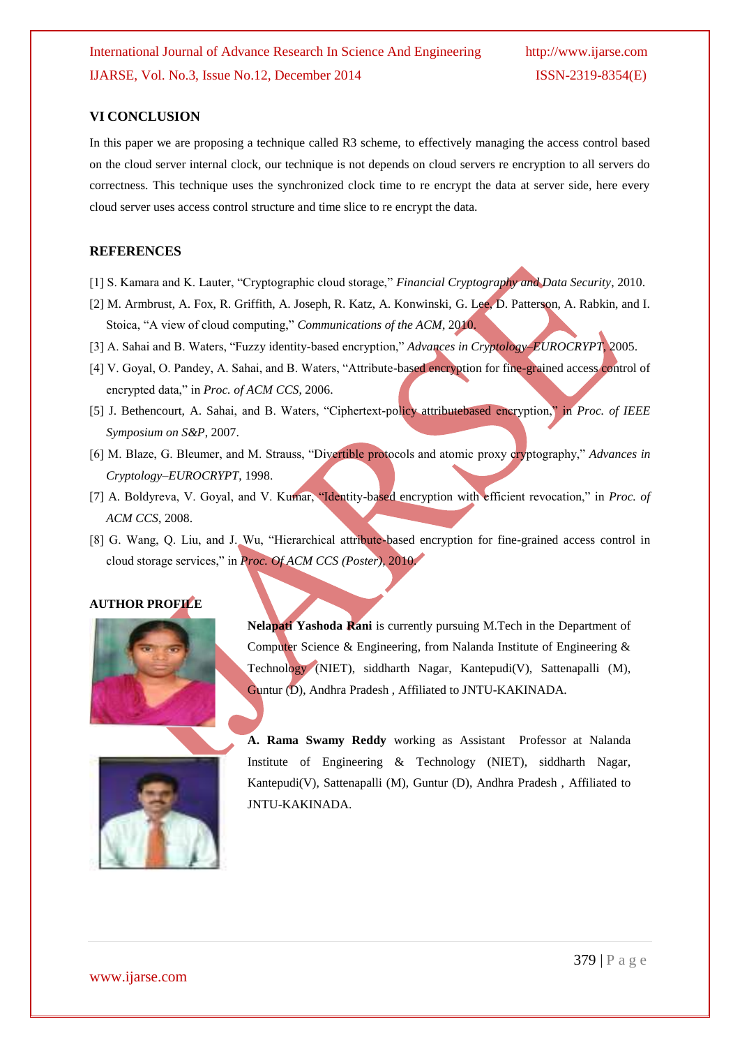## VI CONCLUSION

In this paper we are proposing a technique called R3 scheme, to effectively managing the access control based on the cloud server internal clock, our technique is not depends on cloud servers re encryption to all servers do correctness. This technique uses the synchronized clock time to re encrypt the data at server side, here every cloud server uses access control structure and time slice to re encrypt the data.

## REFERENCES

[1] S. Kamara and K. Lauter, "Cryptographic cloud storage," *Financial Cryptography and Data Security*, 2010.

[2] M. Armbrust, A. Fox, R. Griffith, A. Joseph, R. Katz, A. Konwinski, G. Lee, D. Patterson, A. Rabkin, and I. Stoica, "A view of cloud computing," *Communications of the ACM*, 2010.

[3] A. Sahai and B. Waters, "Fuzzy identity-based encryption," *Advances in Cryptology–EUROCRYPT*, 2005.

[4] V. Goyal, O. Pandey, A. Sahai, and B. Waters, "Attribute-based encryption for fine-grained access control of encrypted data," in *Proc. of ACM CCS*, 2006.

[5] J. Bethencourt, A. Sahai, and B. Waters, "Ciphertext-policy attributebased encryption," in *Proc. of IEEE Symposium on S&P*, 2007.

[6] M. Blaze, G. Bleumer, and M. Strauss, "Divertible protocols and atomic proxy cryptography," *Advances in Cryptology–EUROCRYPT*, 1998.

[7] A. Boldyreva, V. Goyal, and V. Kumar, "Identity-based encryption with efficient revocation," in *Proc. of ACM CCS*, 2008.

[8] G. Wang, Q. Liu, and J. Wu, "Hierarchical attribute-based encryption for fine-grained access control in cloud storage services," in *Proc. Of ACM CCS (Poster)*, 2010.

## AUTHOR PROFILE

**Nelapati Yashoda Rani** is currently pursuing M.Tech in the Department of Computer Science & Engineering, from Nalanda Institute of Engineering & Technology (NIET), siddharth Nagar, Kantepudi(V), Sattenapalli (M), Guntur (D), Andhra Pradesh , Affiliated to JNTU-KAKINADA.

**A. Rama Swamy Reddy** working as Assistant Professor at Nalanda Institute of Engineering & Technology (NIET), siddharth Nagar, Kantepudi(V), Sattenapalli (M), Guntur (D), Andhra Pradesh , Affiliated to JNTU-KAKINADA.